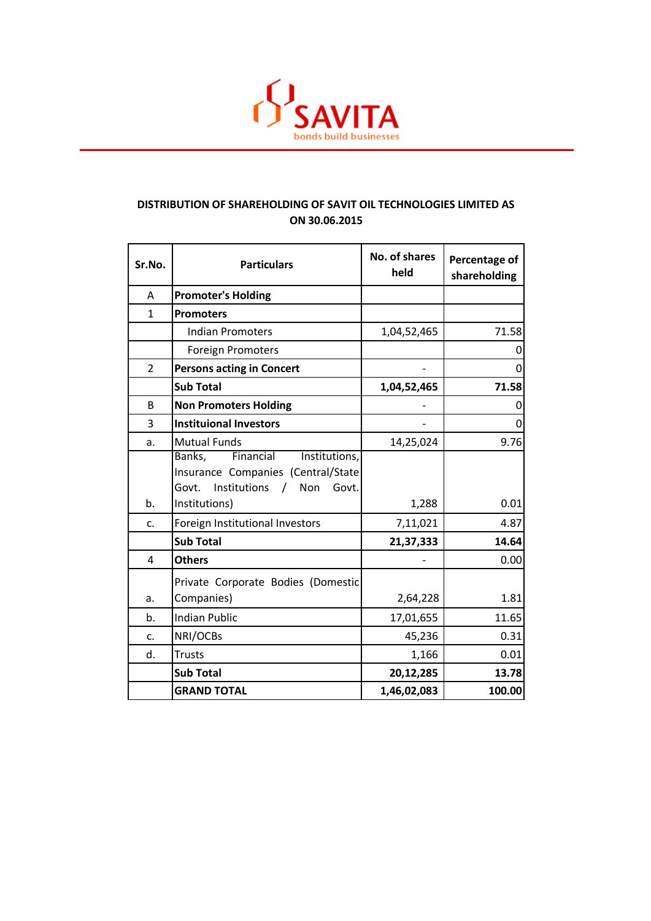SAVITA
bonds build businesses

## DISTRIBUTION OF SHAREHOLDING OF SAVIT OIL TECHNOLOGIES LIMITED AS ON 30.06.2015

| Sr.No. | Particulars | No. of shares held | Percentage of shareholding |
|---|---|---|---|
| A | **Promoter's Holding** | | |
| 1 | **Promoters** | | |
| | Indian Promoters | 1,04,52,465 | 71.58 |
| | Foreign Promoters | | 0 |
| 2 | **Persons acting in Concert** | - | 0 |
| | **Sub Total** | **1,04,52,465** | **71.58** |
| B | **Non Promoters Holding** | - | 0 |
| 3 | **Instituional Investors** | - | 0 |
| a. | Mutual Funds | 14,25,024 | 9.76 |
| b. | Banks, Financial Institutions, Insurance Companies (Central/State Govt. Institutions / Non Govt. Institutions) | 1,288 | 0.01 |
| c. | Foreign Institutional Investors | 7,11,021 | 4.87 |
| | **Sub Total** | **21,37,333** | **14.64** |
| 4 | **Others** | - | 0.00 |
| a. | Private Corporate Bodies (Domestic Companies) | 2,64,228 | 1.81 |
| b. | Indian Public | 17,01,655 | 11.65 |
| c. | NRI/OCBs | 45,236 | 0.31 |
| d. | Trusts | 1,166 | 0.01 |
| | **Sub Total** | **20,12,285** | **13.78** |
| | **GRAND TOTAL** | **1,46,02,083** | **100.00** |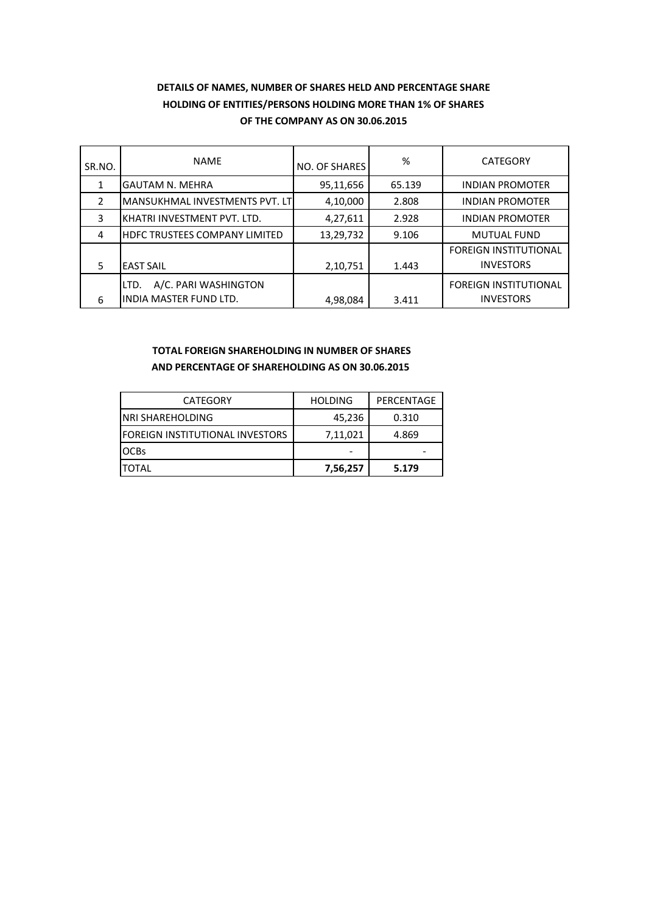**DETAILS OF NAMES, NUMBER OF SHARES HELD AND PERCENTAGE SHARE HOLDING OF ENTITIES/PERSONS HOLDING MORE THAN 1% OF SHARES OF THE COMPANY AS ON 30.06.2015**

| SR.NO. | NAME | NO. OF SHARES | % | CATEGORY |
|---|---|---|---|---|
| 1 | GAUTAM N. MEHRA | 95,11,656 | 65.139 | INDIAN PROMOTER |
| 2 | MANSUKHMAL INVESTMENTS PVT. LT | 4,10,000 | 2.808 | INDIAN PROMOTER |
| 3 | KHATRI INVESTMENT PVT. LTD. | 4,27,611 | 2.928 | INDIAN PROMOTER |
| 4 | HDFC TRUSTEES COMPANY LIMITED | 13,29,732 | 9.106 | MUTUAL FUND |
| 5 | EAST SAIL | 2,10,751 | 1.443 | FOREIGN INSTITUTIONAL INVESTORS |
| 6 | LTD. A/C. PARI WASHINGTON INDIA MASTER FUND LTD. | 4,98,084 | 3.411 | FOREIGN INSTITUTIONAL INVESTORS |

**TOTAL FOREIGN SHAREHOLDING IN NUMBER OF SHARES AND PERCENTAGE OF SHAREHOLDING AS ON 30.06.2015**

| CATEGORY | HOLDING | PERCENTAGE |
|---|---|---|
| NRI SHAREHOLDING | 45,236 | 0.310 |
| FOREIGN INSTITUTIONAL INVESTORS | 7,11,021 | 4.869 |
| OCBs | - | - |
| TOTAL | **7,56,257** | **5.179** |